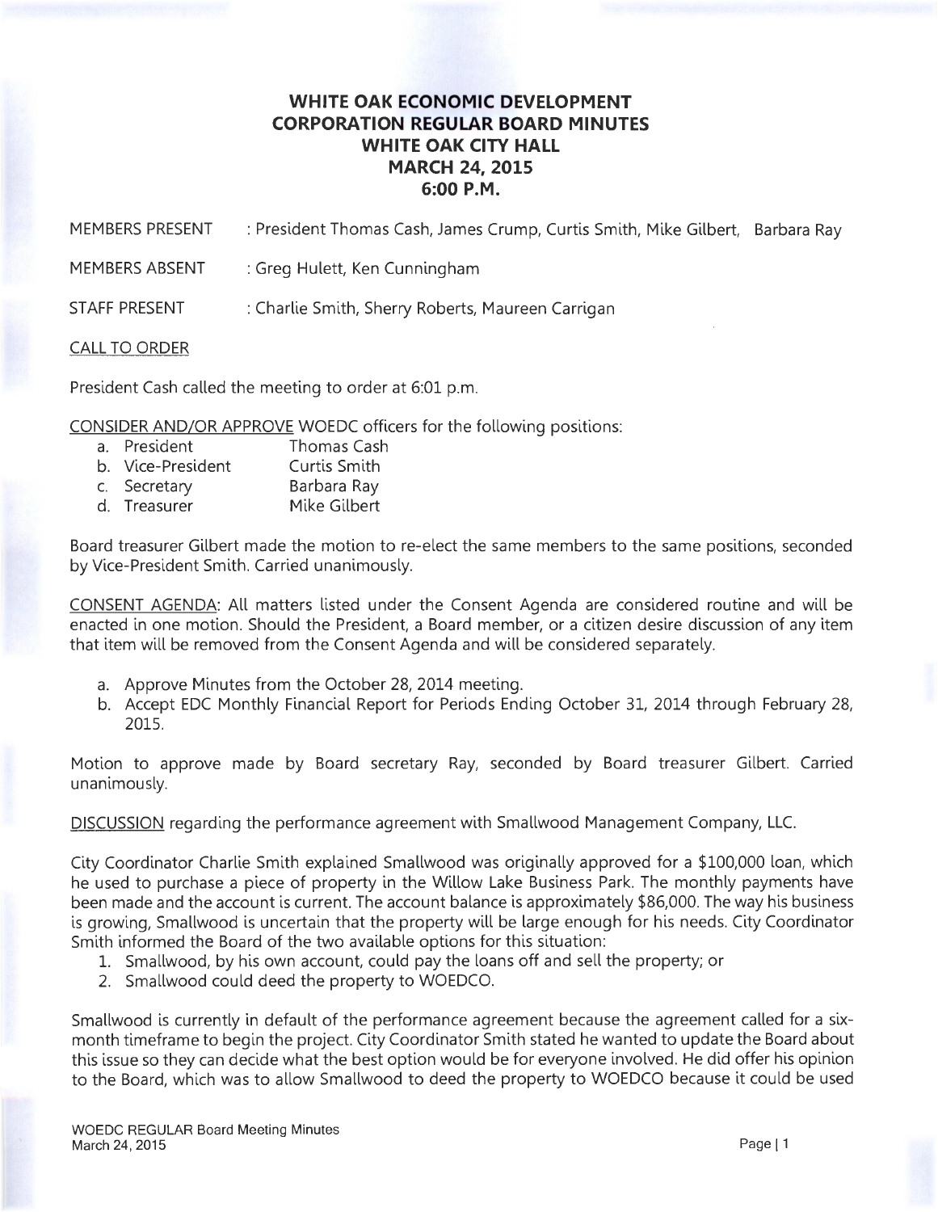# WHITE OAK ECONOMIC DEVELOPMENT CORPORATION REGULAR BOARD MINUTES
## WHITE OAK CITY HALL
## MARCH 24, 2015
## 6:00 P.M.

MEMBERS PRESENT : President Thomas Cash, James Crump, Curtis Smith, Mike Gilbert, Barbara Ray

MEMBERS ABSENT : Greg Hulett, Ken Cunningham

STAFF PRESENT : Charlie Smith, Sherry Roberts, Maureen Carrigan

CALL TO ORDER

President Cash called the meeting to order at 6:01 p.m.

CONSIDER AND/OR APPROVE WOEDC officers for the following positions:

a. President Thomas Cash
b. Vice-President Curtis Smith
c. Secretary Barbara Ray
d. Treasurer Mike Gilbert

Board treasurer Gilbert made the motion to re-elect the same members to the same positions, seconded by Vice-President Smith. Carried unanimously.

CONSENT AGENDA: All matters listed under the Consent Agenda are considered routine and will be enacted in one motion. Should the President, a Board member, or a citizen desire discussion of any item that item will be removed from the Consent Agenda and will be considered separately.

a. Approve Minutes from the October 28, 2014 meeting.
b. Accept EDC Monthly Financial Report for Periods Ending October 31, 2014 through February 28, 2015.

Motion to approve made by Board secretary Ray, seconded by Board treasurer Gilbert. Carried unanimously.

DISCUSSION regarding the performance agreement with Smallwood Management Company, LLC.

City Coordinator Charlie Smith explained Smallwood was originally approved for a $100,000 loan, which he used to purchase a piece of property in the Willow Lake Business Park. The monthly payments have been made and the account is current. The account balance is approximately $86,000. The way his business is growing, Smallwood is uncertain that the property will be large enough for his needs. City Coordinator Smith informed the Board of the two available options for this situation:

1. Smallwood, by his own account, could pay the loans off and sell the property; or
2. Smallwood could deed the property to WOEDCO.

Smallwood is currently in default of the performance agreement because the agreement called for a six-month timeframe to begin the project. City Coordinator Smith stated he wanted to update the Board about this issue so they can decide what the best option would be for everyone involved. He did offer his opinion to the Board, which was to allow Smallwood to deed the property to WOEDCO because it could be used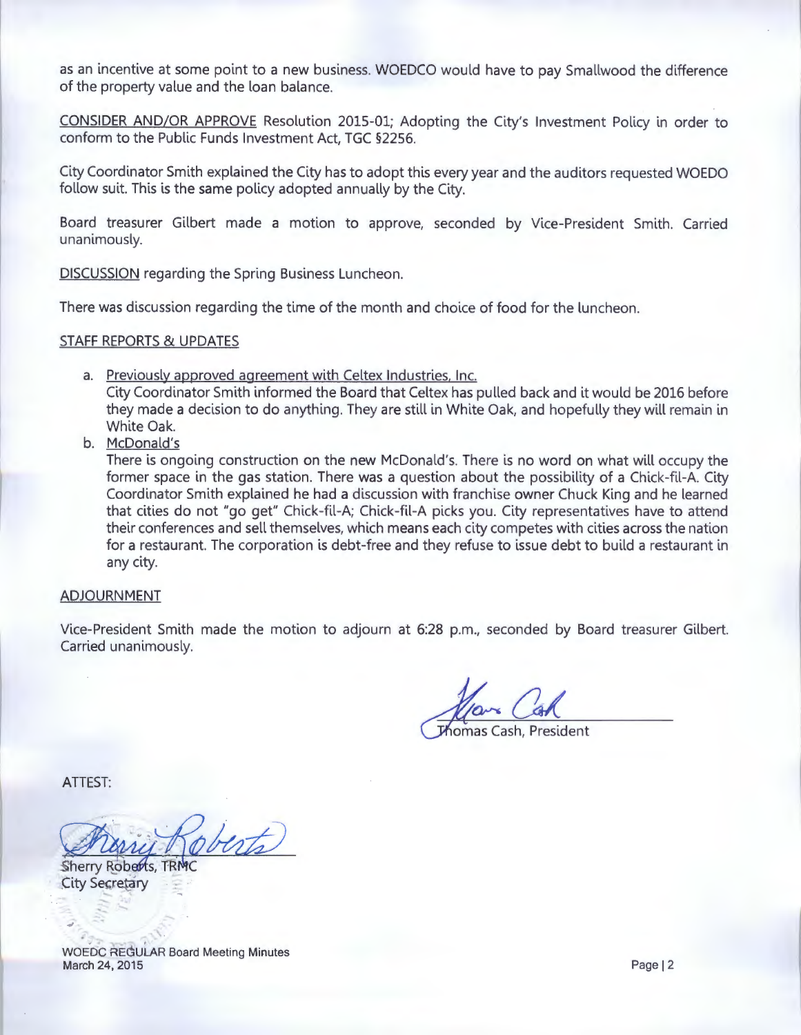as an incentive at some point to a new business. WOEDCO would have to pay Smallwood the difference of the property value and the loan balance.

CONSIDER AND/OR APPROVE Resolution 2015-01; Adopting the City's Investment Policy in order to conform to the Public Funds Investment Act, TGC §2256.

City Coordinator Smith explained the City has to adopt this every year and the auditors requested WOEDO follow suit. This is the same policy adopted annually by the City.

Board treasurer Gilbert made a motion to approve, seconded by Vice-President Smith. Carried unanimously.

DISCUSSION regarding the Spring Business Luncheon.

There was discussion regarding the time of the month and choice of food for the luncheon.

STAFF REPORTS & UPDATES

a. Previously approved agreement with Celtex Industries, Inc.
   City Coordinator Smith informed the Board that Celtex has pulled back and it would be 2016 before they made a decision to do anything. They are still in White Oak, and hopefully they will remain in White Oak.
b. McDonald's
   There is ongoing construction on the new McDonald's. There is no word on what will occupy the former space in the gas station. There was a question about the possibility of a Chick-fil-A. City Coordinator Smith explained he had a discussion with franchise owner Chuck King and he learned that cities do not "go get" Chick-fil-A; Chick-fil-A picks you. City representatives have to attend their conferences and sell themselves, which means each city competes with cities across the nation for a restaurant. The corporation is debt-free and they refuse to issue debt to build a restaurant in any city.

ADJOURNMENT

Vice-President Smith made the motion to adjourn at 6:28 p.m., seconded by Board treasurer Gilbert. Carried unanimously.

Thomas Cash, President

ATTEST:

Sherry Roberts, TRMC
City Secretary

WOEDC REGULAR Board Meeting Minutes
March 24, 2015